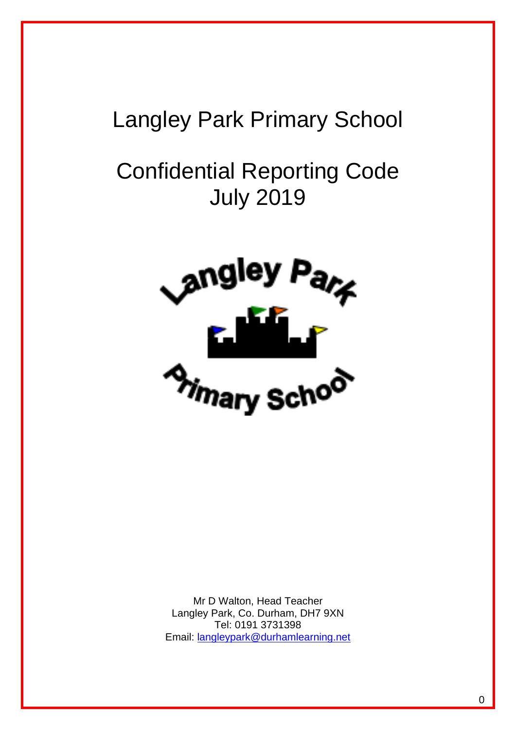# Langley Park Primary School

# Confidential Reporting Code
# July 2019

Mr D Walton, Head Teacher
Langley Park, Co. Durham, DH7 9XN
Tel: 0191 3731398
Email: langleypark@durhamlearning.net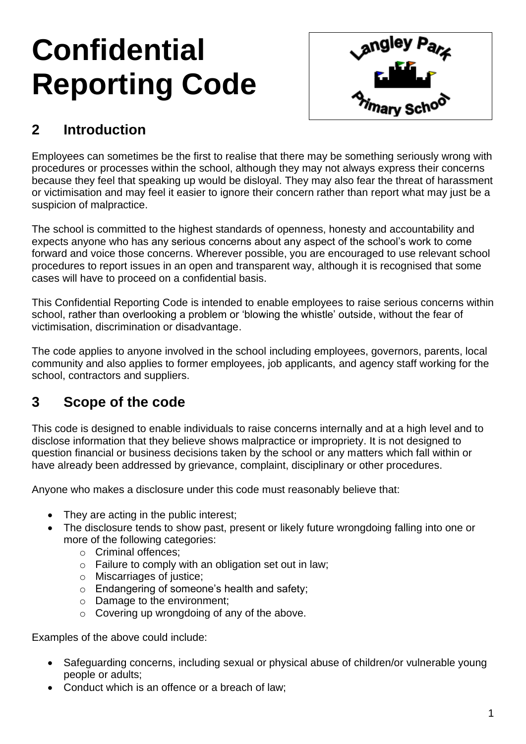# Confidential Reporting Code

## 2 Introduction

Employees can sometimes be the first to realise that there may be something seriously wrong with procedures or processes within the school, although they may not always express their concerns because they feel that speaking up would be disloyal. They may also fear the threat of harassment or victimisation and may feel it easier to ignore their concern rather than report what may just be a suspicion of malpractice.

The school is committed to the highest standards of openness, honesty and accountability and expects anyone who has any serious concerns about any aspect of the school's work to come forward and voice those concerns. Wherever possible, you are encouraged to use relevant school procedures to report issues in an open and transparent way, although it is recognised that some cases will have to proceed on a confidential basis.

This Confidential Reporting Code is intended to enable employees to raise serious concerns within school, rather than overlooking a problem or 'blowing the whistle' outside, without the fear of victimisation, discrimination or disadvantage.

The code applies to anyone involved in the school including employees, governors, parents, local community and also applies to former employees, job applicants, and agency staff working for the school, contractors and suppliers.

## 3 Scope of the code

This code is designed to enable individuals to raise concerns internally and at a high level and to disclose information that they believe shows malpractice or impropriety. It is not designed to question financial or business decisions taken by the school or any matters which fall within or have already been addressed by grievance, complaint, disciplinary or other procedures.

Anyone who makes a disclosure under this code must reasonably believe that:

- They are acting in the public interest;
- The disclosure tends to show past, present or likely future wrongdoing falling into one or more of the following categories:
    - Criminal offences;
    - Failure to comply with an obligation set out in law;
    - Miscarriages of justice;
    - Endangering of someone's health and safety;
    - Damage to the environment;
    - Covering up wrongdoing of any of the above.

Examples of the above could include:

- Safeguarding concerns, including sexual or physical abuse of children/or vulnerable young people or adults;
- Conduct which is an offence or a breach of law;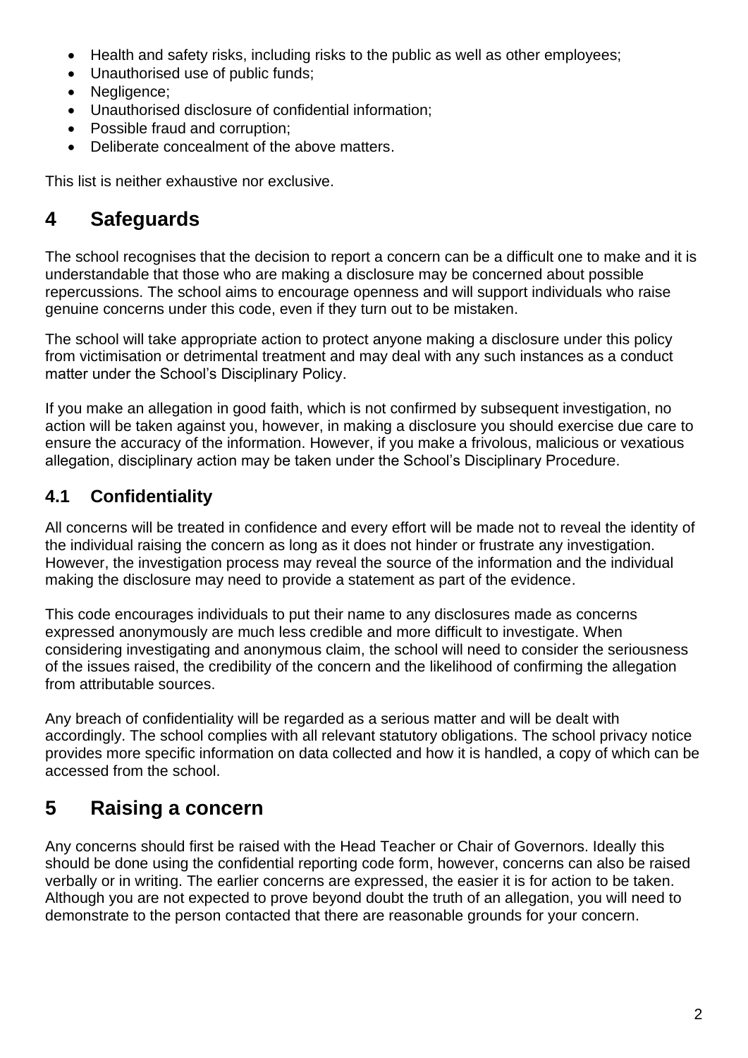- Health and safety risks, including risks to the public as well as other employees;
- Unauthorised use of public funds;
- Negligence;
- Unauthorised disclosure of confidential information;
- Possible fraud and corruption;
- Deliberate concealment of the above matters.

This list is neither exhaustive nor exclusive.

# 4 Safeguards

The school recognises that the decision to report a concern can be a difficult one to make and it is understandable that those who are making a disclosure may be concerned about possible repercussions. The school aims to encourage openness and will support individuals who raise genuine concerns under this code, even if they turn out to be mistaken.

The school will take appropriate action to protect anyone making a disclosure under this policy from victimisation or detrimental treatment and may deal with any such instances as a conduct matter under the School's Disciplinary Policy.

If you make an allegation in good faith, which is not confirmed by subsequent investigation, no action will be taken against you, however, in making a disclosure you should exercise due care to ensure the accuracy of the information. However, if you make a frivolous, malicious or vexatious allegation, disciplinary action may be taken under the School's Disciplinary Procedure.

## 4.1 Confidentiality

All concerns will be treated in confidence and every effort will be made not to reveal the identity of the individual raising the concern as long as it does not hinder or frustrate any investigation. However, the investigation process may reveal the source of the information and the individual making the disclosure may need to provide a statement as part of the evidence.

This code encourages individuals to put their name to any disclosures made as concerns expressed anonymously are much less credible and more difficult to investigate. When considering investigating and anonymous claim, the school will need to consider the seriousness of the issues raised, the credibility of the concern and the likelihood of confirming the allegation from attributable sources.

Any breach of confidentiality will be regarded as a serious matter and will be dealt with accordingly. The school complies with all relevant statutory obligations. The school privacy notice provides more specific information on data collected and how it is handled, a copy of which can be accessed from the school.

# 5 Raising a concern

Any concerns should first be raised with the Head Teacher or Chair of Governors. Ideally this should be done using the confidential reporting code form, however, concerns can also be raised verbally or in writing. The earlier concerns are expressed, the easier it is for action to be taken. Although you are not expected to prove beyond doubt the truth of an allegation, you will need to demonstrate to the person contacted that there are reasonable grounds for your concern.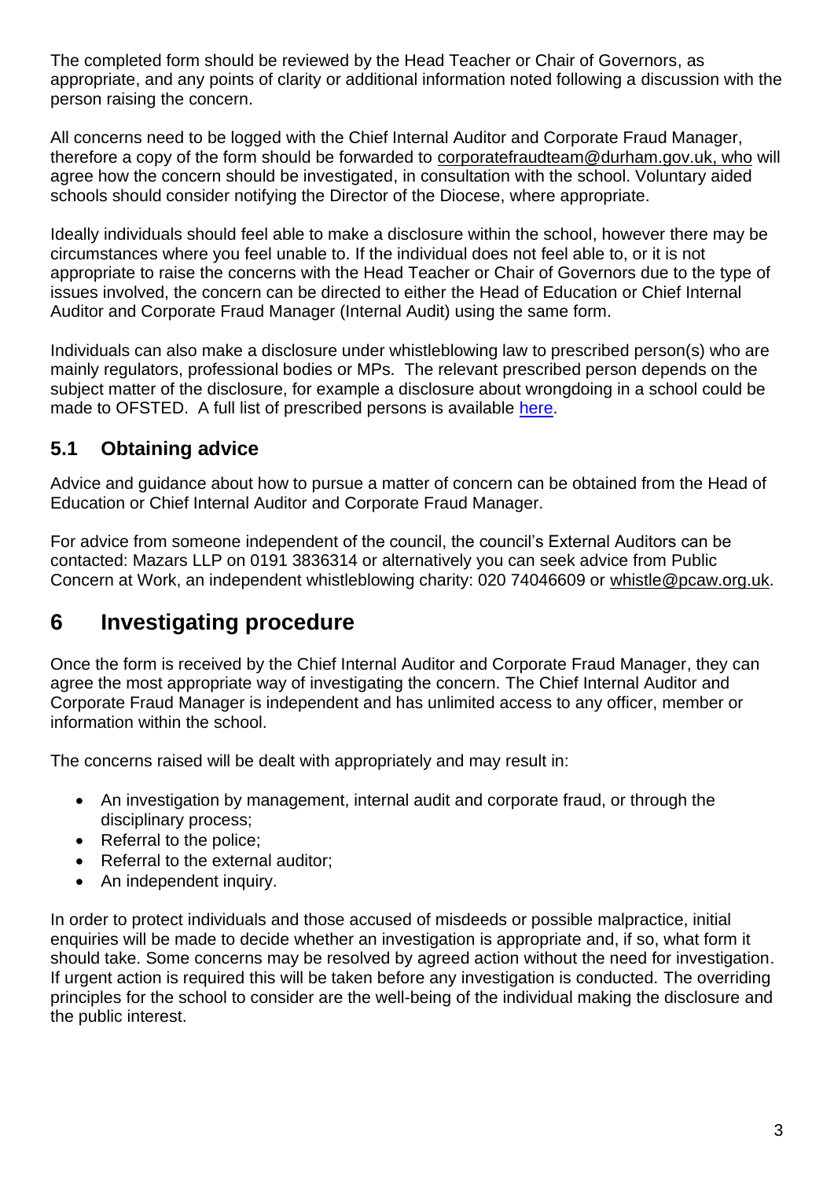The completed form should be reviewed by the Head Teacher or Chair of Governors, as appropriate, and any points of clarity or additional information noted following a discussion with the person raising the concern.

All concerns need to be logged with the Chief Internal Auditor and Corporate Fraud Manager, therefore a copy of the form should be forwarded to corporatefraudteam@durham.gov.uk, who will agree how the concern should be investigated, in consultation with the school. Voluntary aided schools should consider notifying the Director of the Diocese, where appropriate.

Ideally individuals should feel able to make a disclosure within the school, however there may be circumstances where you feel unable to. If the individual does not feel able to, or it is not appropriate to raise the concerns with the Head Teacher or Chair of Governors due to the type of issues involved, the concern can be directed to either the Head of Education or Chief Internal Auditor and Corporate Fraud Manager (Internal Audit) using the same form.

Individuals can also make a disclosure under whistleblowing law to prescribed person(s) who are mainly regulators, professional bodies or MPs. The relevant prescribed person depends on the subject matter of the disclosure, for example a disclosure about wrongdoing in a school could be made to OFSTED. A full list of prescribed persons is available here.

## 5.1 Obtaining advice

Advice and guidance about how to pursue a matter of concern can be obtained from the Head of Education or Chief Internal Auditor and Corporate Fraud Manager.

For advice from someone independent of the council, the council's External Auditors can be contacted: Mazars LLP on 0191 3836314 or alternatively you can seek advice from Public Concern at Work, an independent whistleblowing charity: 020 74046609 or whistle@pcaw.org.uk.

# 6 Investigating procedure

Once the form is received by the Chief Internal Auditor and Corporate Fraud Manager, they can agree the most appropriate way of investigating the concern. The Chief Internal Auditor and Corporate Fraud Manager is independent and has unlimited access to any officer, member or information within the school.

The concerns raised will be dealt with appropriately and may result in:

- An investigation by management, internal audit and corporate fraud, or through the disciplinary process;
- Referral to the police;
- Referral to the external auditor;
- An independent inquiry.

In order to protect individuals and those accused of misdeeds or possible malpractice, initial enquiries will be made to decide whether an investigation is appropriate and, if so, what form it should take. Some concerns may be resolved by agreed action without the need for investigation. If urgent action is required this will be taken before any investigation is conducted. The overriding principles for the school to consider are the well-being of the individual making the disclosure and the public interest.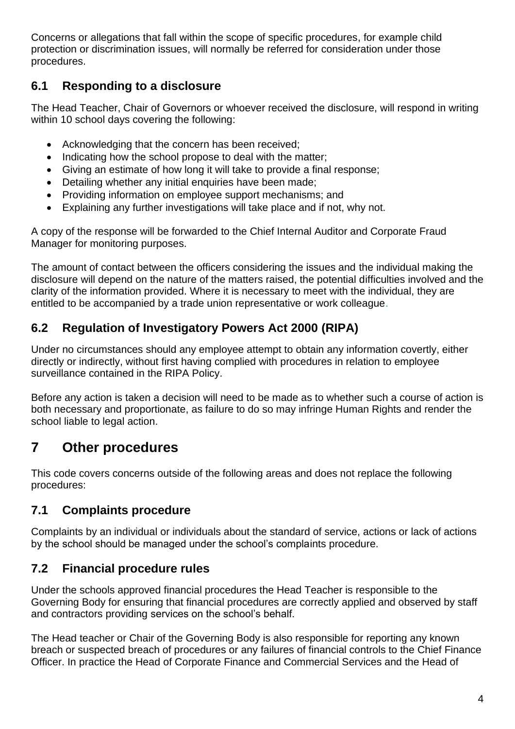Concerns or allegations that fall within the scope of specific procedures, for example child protection or discrimination issues, will normally be referred for consideration under those procedures.

## 6.1 Responding to a disclosure

The Head Teacher, Chair of Governors or whoever received the disclosure, will respond in writing within 10 school days covering the following:

- Acknowledging that the concern has been received;
- Indicating how the school propose to deal with the matter;
- Giving an estimate of how long it will take to provide a final response;
- Detailing whether any initial enquiries have been made;
- Providing information on employee support mechanisms; and
- Explaining any further investigations will take place and if not, why not.

A copy of the response will be forwarded to the Chief Internal Auditor and Corporate Fraud Manager for monitoring purposes.

The amount of contact between the officers considering the issues and the individual making the disclosure will depend on the nature of the matters raised, the potential difficulties involved and the clarity of the information provided. Where it is necessary to meet with the individual, they are entitled to be accompanied by a trade union representative or work colleague.

## 6.2 Regulation of Investigatory Powers Act 2000 (RIPA)

Under no circumstances should any employee attempt to obtain any information covertly, either directly or indirectly, without first having complied with procedures in relation to employee surveillance contained in the RIPA Policy.

Before any action is taken a decision will need to be made as to whether such a course of action is both necessary and proportionate, as failure to do so may infringe Human Rights and render the school liable to legal action.

# 7 Other procedures

This code covers concerns outside of the following areas and does not replace the following procedures:

## 7.1 Complaints procedure

Complaints by an individual or individuals about the standard of service, actions or lack of actions by the school should be managed under the school's complaints procedure.

## 7.2 Financial procedure rules

Under the schools approved financial procedures the Head Teacher is responsible to the Governing Body for ensuring that financial procedures are correctly applied and observed by staff and contractors providing services on the school's behalf.

The Head teacher or Chair of the Governing Body is also responsible for reporting any known breach or suspected breach of procedures or any failures of financial controls to the Chief Finance Officer. In practice the Head of Corporate Finance and Commercial Services and the Head of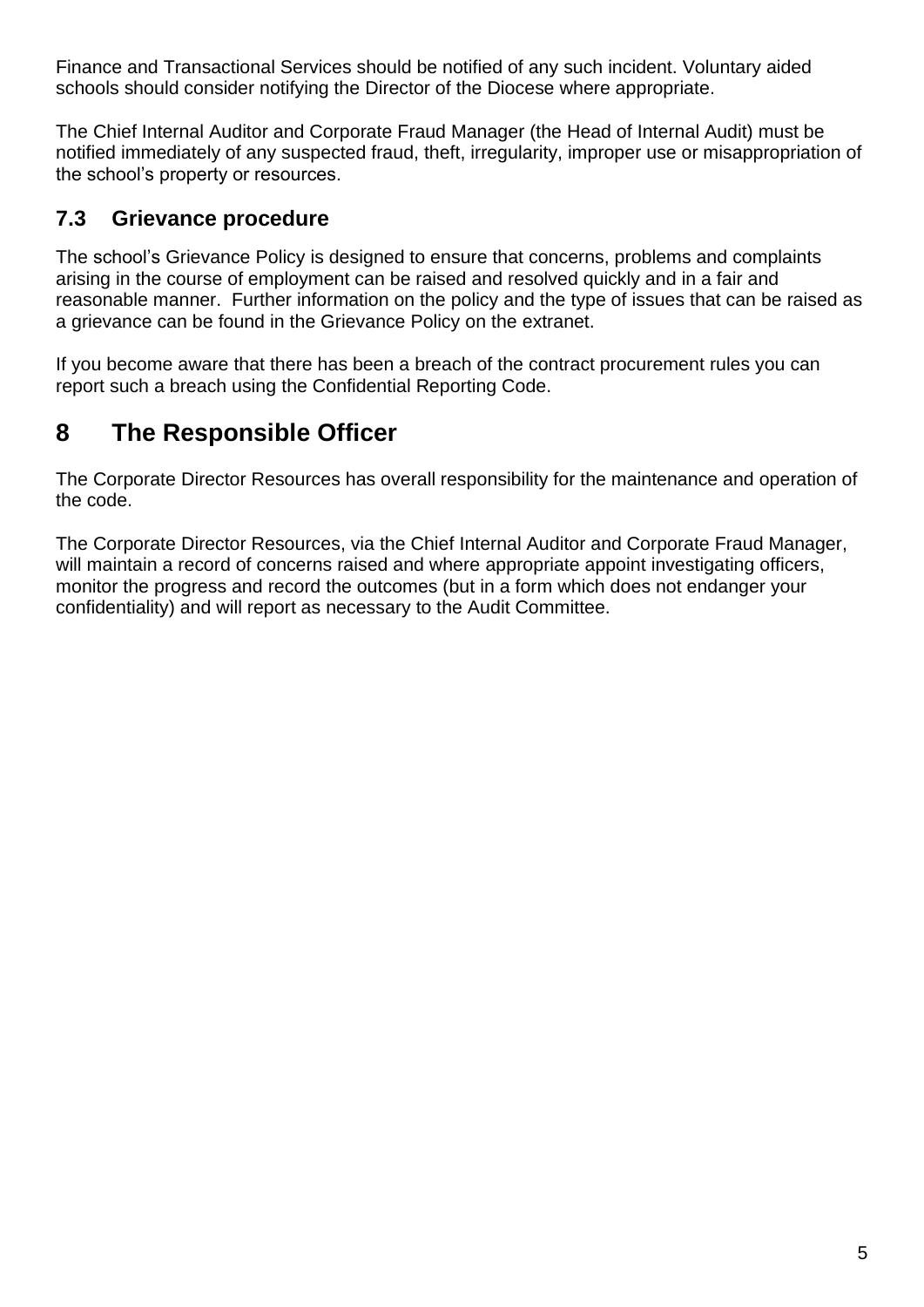Finance and Transactional Services should be notified of any such incident. Voluntary aided schools should consider notifying the Director of the Diocese where appropriate.

The Chief Internal Auditor and Corporate Fraud Manager (the Head of Internal Audit) must be notified immediately of any suspected fraud, theft, irregularity, improper use or misappropriation of the school's property or resources.

### 7.3 Grievance procedure

The school's Grievance Policy is designed to ensure that concerns, problems and complaints arising in the course of employment can be raised and resolved quickly and in a fair and reasonable manner. Further information on the policy and the type of issues that can be raised as a grievance can be found in the Grievance Policy on the extranet.

If you become aware that there has been a breach of the contract procurement rules you can report such a breach using the Confidential Reporting Code.

## 8 The Responsible Officer

The Corporate Director Resources has overall responsibility for the maintenance and operation of the code.

The Corporate Director Resources, via the Chief Internal Auditor and Corporate Fraud Manager, will maintain a record of concerns raised and where appropriate appoint investigating officers, monitor the progress and record the outcomes (but in a form which does not endanger your confidentiality) and will report as necessary to the Audit Committee.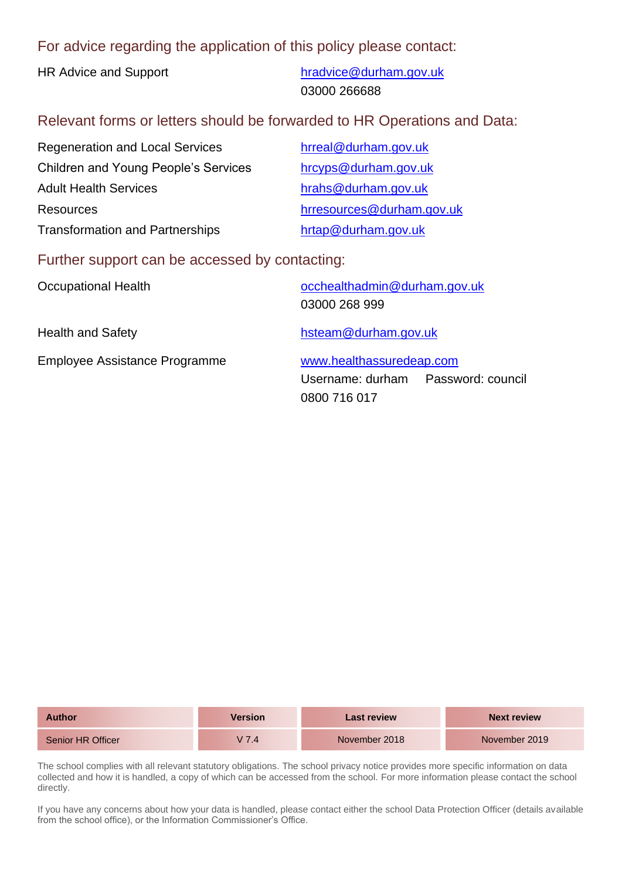## For advice regarding the application of this policy please contact:

| | |
|---|---|
| HR Advice and Support | hradvice@durham.gov.uk<br>03000 266688 |

## Relevant forms or letters should be forwarded to HR Operations and Data:

| | |
|---|---|
| Regeneration and Local Services | hrreal@durham.gov.uk |
| Children and Young People's Services | hrcyps@durham.gov.uk |
| Adult Health Services | hrahs@durham.gov.uk |
| Resources | hrresources@durham.gov.uk |
| Transformation and Partnerships | hrtap@durham.gov.uk |

## Further support can be accessed by contacting:

| | |
|---|---|
| Occupational Health | occhealthadmin@durham.gov.uk<br>03000 268 999 |
| Health and Safety | hsteam@durham.gov.uk |
| Employee Assistance Programme | www.healthassuredeap.com<br>Username: durham Password: council<br>0800 716 017 |

| Author | Version | Last review | Next review |
|---|---|---|---|
| Senior HR Officer | V 7.4 | November 2018 | November 2019 |

The school complies with all relevant statutory obligations. The school privacy notice provides more specific information on data collected and how it is handled, a copy of which can be accessed from the school. For more information please contact the school directly.

If you have any concerns about how your data is handled, please contact either the school Data Protection Officer (details available from the school office), or the Information Commissioner's Office.